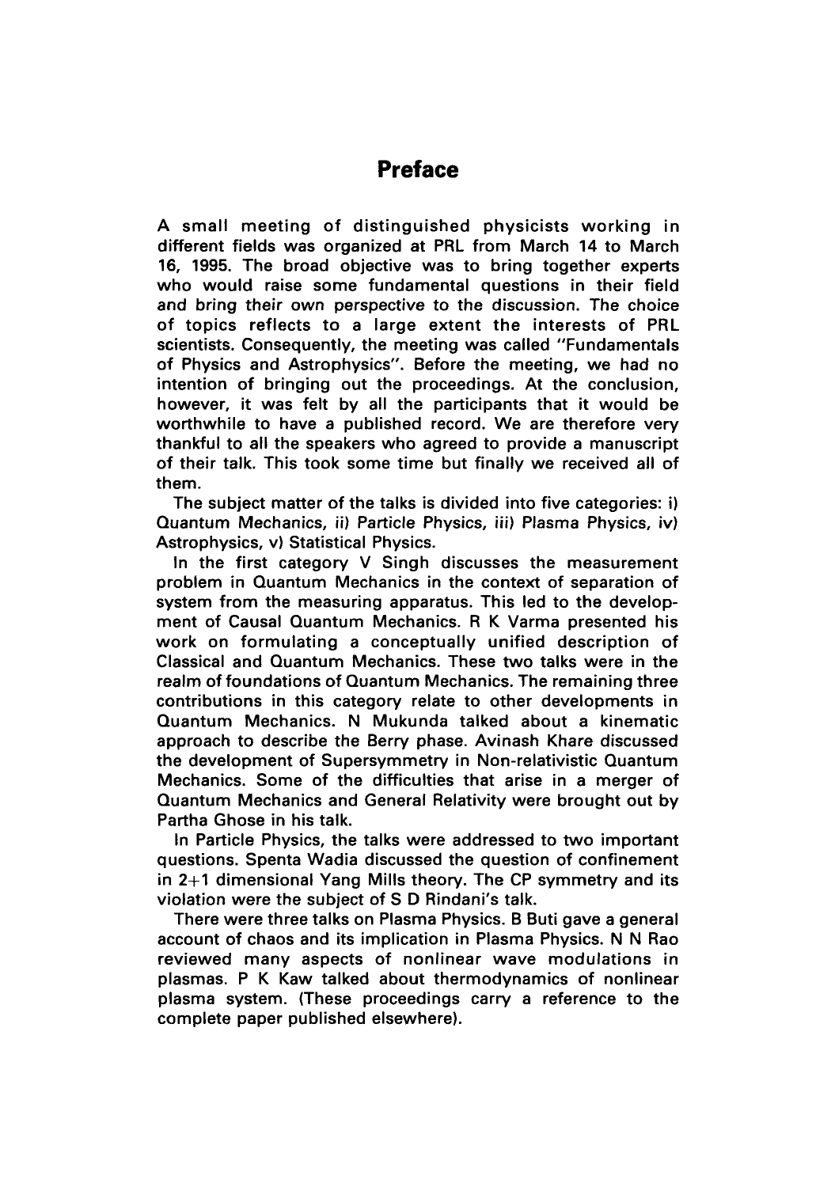# Preface

A small meeting of distinguished physicists working in different fields was organized at PRL from March 14 to March 16, 1995. The broad objective was to bring together experts who would raise some fundamental questions in their field and bring their own perspective to the discussion. The choice of topics reflects to a large extent the interests of PRL scientists. Consequently, the meeting was called "Fundamentals of Physics and Astrophysics". Before the meeting, we had no intention of bringing out the proceedings. At the conclusion, however, it was felt by all the participants that it would be worthwhile to have a published record. We are therefore very thankful to all the speakers who agreed to provide a manuscript of their talk. This took some time but finally we received all of them.

The subject matter of the talks is divided into five categories: i) Quantum Mechanics, ii) Particle Physics, iii) Plasma Physics, iv) Astrophysics, v) Statistical Physics.

In the first category V Singh discusses the measurement problem in Quantum Mechanics in the context of separation of system from the measuring apparatus. This led to the development of Causal Quantum Mechanics. R K Varma presented his work on formulating a conceptually unified description of Classical and Quantum Mechanics. These two talks were in the realm of foundations of Quantum Mechanics. The remaining three contributions in this category relate to other developments in Quantum Mechanics. N Mukunda talked about a kinematic approach to describe the Berry phase. Avinash Khare discussed the development of Supersymmetry in Non-relativistic Quantum Mechanics. Some of the difficulties that arise in a merger of Quantum Mechanics and General Relativity were brought out by Partha Ghose in his talk.

In Particle Physics, the talks were addressed to two important questions. Spenta Wadia discussed the question of confinement in 2+1 dimensional Yang Mills theory. The CP symmetry and its violation were the subject of S D Rindani's talk.

There were three talks on Plasma Physics. B Buti gave a general account of chaos and its implication in Plasma Physics. N N Rao reviewed many aspects of nonlinear wave modulations in plasmas. P K Kaw talked about thermodynamics of nonlinear plasma system. (These proceedings carry a reference to the complete paper published elsewhere).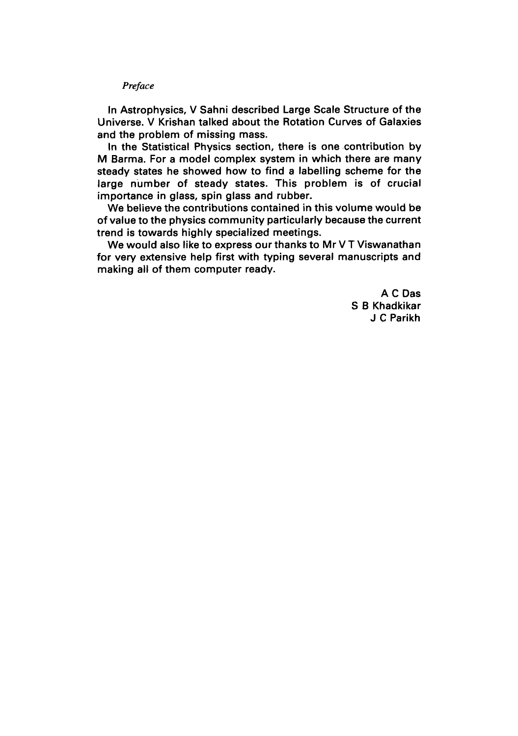In Astrophysics, V Sahni described Large Scale Structure of the Universe. V Krishan talked about the Rotation Curves of Galaxies and the problem of missing mass.

In the Statistical Physics section, there is one contribution by M Barma. For a model complex system in which there are many steady states he showed how to find a labelling scheme for the large number of steady states. This problem is of crucial importance in glass, spin glass and rubber.

We believe the contributions contained in this volume would be of value to the physics community particularly because the current trend is towards highly specialized meetings.

We would also like to express our thanks to Mr V T Viswanathan for very extensive help first with typing several manuscripts and making all of them computer ready.

A C Das
S B Khadkikar
J C Parikh